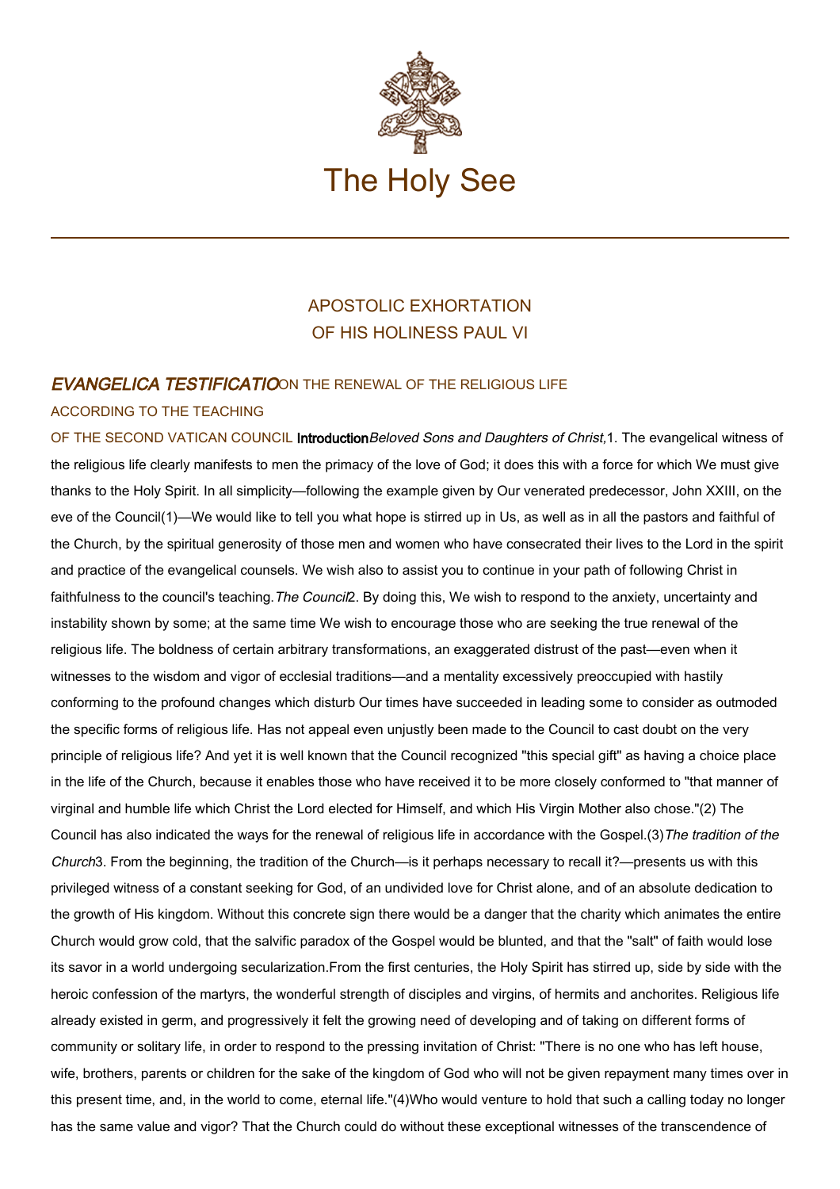# The Holy See

## APOSTOLIC EXHORTATION
## OF HIS HOLINESS PAUL VI

## *EVANGELICA TESTIFICATIO* ON THE RENEWAL OF THE RELIGIOUS LIFE ACCORDING TO THE TEACHING OF THE SECOND VATICAN COUNCIL

### Introduction

*Beloved Sons and Daughters of Christ,*

1. The evangelical witness of the religious life clearly manifests to men the primacy of the love of God; it does this with a force for which We must give thanks to the Holy Spirit. In all simplicity—following the example given by Our venerated predecessor, John XXIII, on the eve of the Council(1)—We would like to tell you what hope is stirred up in Us, as well as in all the pastors and faithful of the Church, by the spiritual generosity of those men and women who have consecrated their lives to the Lord in the spirit and practice of the evangelical counsels. We wish also to assist you to continue in your path of following Christ in faithfulness to the council's teaching.

*The Council*

2. By doing this, We wish to respond to the anxiety, uncertainty and instability shown by some; at the same time We wish to encourage those who are seeking the true renewal of the religious life. The boldness of certain arbitrary transformations, an exaggerated distrust of the past—even when it witnesses to the wisdom and vigor of ecclesial traditions—and a mentality excessively preoccupied with hastily conforming to the profound changes which disturb Our times have succeeded in leading some to consider as outmoded the specific forms of religious life. Has not appeal even unjustly been made to the Council to cast doubt on the very principle of religious life? And yet it is well known that the Council recognized "this special gift" as having a choice place in the life of the Church, because it enables those who have received it to be more closely conformed to "that manner of virginal and humble life which Christ the Lord elected for Himself, and which His Virgin Mother also chose."(2) The Council has also indicated the ways for the renewal of religious life in accordance with the Gospel.(3)

*The tradition of the Church*

3. From the beginning, the tradition of the Church—is it perhaps necessary to recall it?—presents us with this privileged witness of a constant seeking for God, of an undivided love for Christ alone, and of an absolute dedication to the growth of His kingdom. Without this concrete sign there would be a danger that the charity which animates the entire Church would grow cold, that the salvific paradox of the Gospel would be blunted, and that the "salt" of faith would lose its savor in a world undergoing secularization.

From the first centuries, the Holy Spirit has stirred up, side by side with the heroic confession of the martyrs, the wonderful strength of disciples and virgins, of hermits and anchorites. Religious life already existed in germ, and progressively it felt the growing need of developing and of taking on different forms of community or solitary life, in order to respond to the pressing invitation of Christ: "There is no one who has left house, wife, brothers, parents or children for the sake of the kingdom of God who will not be given repayment many times over in this present time, and, in the world to come, eternal life."(4)

Who would venture to hold that such a calling today no longer has the same value and vigor? That the Church could do without these exceptional witnesses of the transcendence of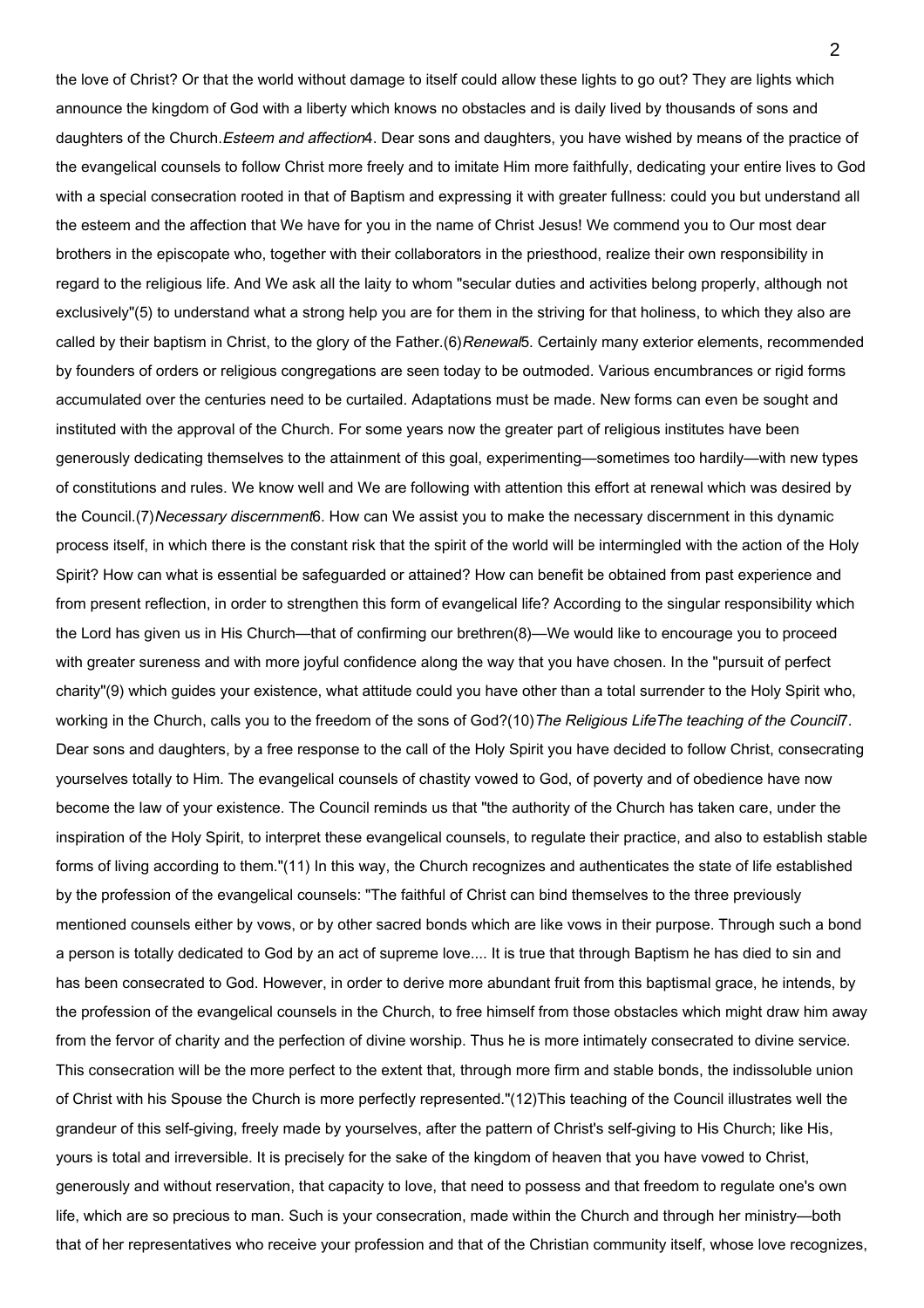the love of Christ? Or that the world without damage to itself could allow these lights to go out? They are lights which announce the kingdom of God with a liberty which knows no obstacles and is daily lived by thousands of sons and daughters of the Church.

*Esteem and affection*

4. Dear sons and daughters, you have wished by means of the practice of the evangelical counsels to follow Christ more freely and to imitate Him more faithfully, dedicating your entire lives to God with a special consecration rooted in that of Baptism and expressing it with greater fullness: could you but understand all the esteem and the affection that We have for you in the name of Christ Jesus! We commend you to Our most dear brothers in the episcopate who, together with their collaborators in the priesthood, realize their own responsibility in regard to the religious life. And We ask all the laity to whom "secular duties and activities belong properly, although not exclusively"(5) to understand what a strong help you are for them in the striving for that holiness, to which they also are called by their baptism in Christ, to the glory of the Father.(6)

*Renewal*

5. Certainly many exterior elements, recommended by founders of orders or religious congregations are seen today to be outmoded. Various encumbrances or rigid forms accumulated over the centuries need to be curtailed. Adaptations must be made. New forms can even be sought and instituted with the approval of the Church. For some years now the greater part of religious institutes have been generously dedicating themselves to the attainment of this goal, experimenting—sometimes too hardily—with new types of constitutions and rules. We know well and We are following with attention this effort at renewal which was desired by the Council.(7)

*Necessary discernment*

6. How can We assist you to make the necessary discernment in this dynamic process itself, in which there is the constant risk that the spirit of the world will be intermingled with the action of the Holy Spirit? How can what is essential be safeguarded or attained? How can benefit be obtained from past experience and from present reflection, in order to strengthen this form of evangelical life? According to the singular responsibility which the Lord has given us in His Church—that of confirming our brethren(8)—We would like to encourage you to proceed with greater sureness and with more joyful confidence along the way that you have chosen. In the "pursuit of perfect charity"(9) which guides your existence, what attitude could you have other than a total surrender to the Holy Spirit who, working in the Church, calls you to the freedom of the sons of God?(10)

## The Religious Life

*The teaching of the Council*

7. Dear sons and daughters, by a free response to the call of the Holy Spirit you have decided to follow Christ, consecrating yourselves totally to Him. The evangelical counsels of chastity vowed to God, of poverty and of obedience have now become the law of your existence. The Council reminds us that "the authority of the Church has taken care, under the inspiration of the Holy Spirit, to interpret these evangelical counsels, to regulate their practice, and also to establish stable forms of living according to them."(11) In this way, the Church recognizes and authenticates the state of life established by the profession of the evangelical counsels: "The faithful of Christ can bind themselves to the three previously mentioned counsels either by vows, or by other sacred bonds which are like vows in their purpose. Through such a bond a person is totally dedicated to God by an act of supreme love.... It is true that through Baptism he has died to sin and has been consecrated to God. However, in order to derive more abundant fruit from this baptismal grace, he intends, by the profession of the evangelical counsels in the Church, to free himself from those obstacles which might draw him away from the fervor of charity and the perfection of divine worship. Thus he is more intimately consecrated to divine service. This consecration will be the more perfect to the extent that, through more firm and stable bonds, the indissoluble union of Christ with his Spouse the Church is more perfectly represented."(12)

This teaching of the Council illustrates well the grandeur of this self-giving, freely made by yourselves, after the pattern of Christ's self-giving to His Church; like His, yours is total and irreversible. It is precisely for the sake of the kingdom of heaven that you have vowed to Christ, generously and without reservation, that capacity to love, that need to possess and that freedom to regulate one's own life, which are so precious to man. Such is your consecration, made within the Church and through her ministry—both that of her representatives who receive your profession and that of the Christian community itself, whose love recognizes,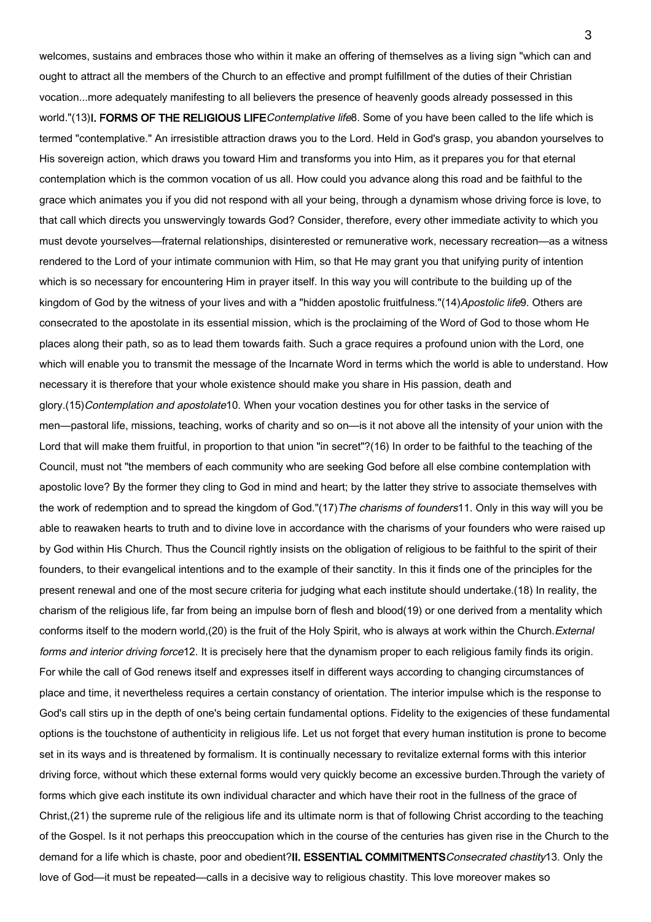welcomes, sustains and embraces those who within it make an offering of themselves as a living sign "which can and ought to attract all the members of the Church to an effective and prompt fulfillment of the duties of their Christian vocation...more adequately manifesting to all believers the presence of heavenly goods already possessed in this world."(13)

## I. FORMS OF THE RELIGIOUS LIFE

*Contemplative life*

8. Some of you have been called to the life which is termed "contemplative." An irresistible attraction draws you to the Lord. Held in God's grasp, you abandon yourselves to His sovereign action, which draws you toward Him and transforms you into Him, as it prepares you for that eternal contemplation which is the common vocation of us all. How could you advance along this road and be faithful to the grace which animates you if you did not respond with all your being, through a dynamism whose driving force is love, to that call which directs you unswervingly towards God? Consider, therefore, every other immediate activity to which you must devote yourselves—fraternal relationships, disinterested or remunerative work, necessary recreation—as a witness rendered to the Lord of your intimate communion with Him, so that He may grant you that unifying purity of intention which is so necessary for encountering Him in prayer itself. In this way you will contribute to the building up of the kingdom of God by the witness of your lives and with a "hidden apostolic fruitfulness."(14)

*Apostolic life*

9. Others are consecrated to the apostolate in its essential mission, which is the proclaiming of the Word of God to those whom He places along their path, so as to lead them towards faith. Such a grace requires a profound union with the Lord, one which will enable you to transmit the message of the Incarnate Word in terms which the world is able to understand. How necessary it is therefore that your whole existence should make you share in His passion, death and glory.(15)

*Contemplation and apostolate*

10. When your vocation destines you for other tasks in the service of men—pastoral life, missions, teaching, works of charity and so on—is it not above all the intensity of your union with the Lord that will make them fruitful, in proportion to that union "in secret"?(16) In order to be faithful to the teaching of the Council, must not "the members of each community who are seeking God before all else combine contemplation with apostolic love? By the former they cling to God in mind and heart; by the latter they strive to associate themselves with the work of redemption and to spread the kingdom of God."(17)

*The charisms of founders*

11. Only in this way will you be able to reawaken hearts to truth and to divine love in accordance with the charisms of your founders who were raised up by God within His Church. Thus the Council rightly insists on the obligation of religious to be faithful to the spirit of their founders, to their evangelical intentions and to the example of their sanctity. In this it finds one of the principles for the present renewal and one of the most secure criteria for judging what each institute should undertake.(18) In reality, the charism of the religious life, far from being an impulse born of flesh and blood(19) or one derived from a mentality which conforms itself to the modern world,(20) is the fruit of the Holy Spirit, who is always at work within the Church.

*External forms and interior driving force*

12. It is precisely here that the dynamism proper to each religious family finds its origin. For while the call of God renews itself and expresses itself in different ways according to changing circumstances of place and time, it nevertheless requires a certain constancy of orientation. The interior impulse which is the response to God's call stirs up in the depth of one's being certain fundamental options. Fidelity to the exigencies of these fundamental options is the touchstone of authenticity in religious life. Let us not forget that every human institution is prone to become set in its ways and is threatened by formalism. It is continually necessary to revitalize external forms with this interior driving force, without which these external forms would very quickly become an excessive burden.

Through the variety of forms which give each institute its own individual character and which have their root in the fullness of the grace of Christ,(21) the supreme rule of the religious life and its ultimate norm is that of following Christ according to the teaching of the Gospel. Is it not perhaps this preoccupation which in the course of the centuries has given rise in the Church to the demand for a life which is chaste, poor and obedient?

## II. ESSENTIAL COMMITMENTS

*Consecrated chastity*

13. Only the love of God—it must be repeated—calls in a decisive way to religious chastity. This love moreover makes so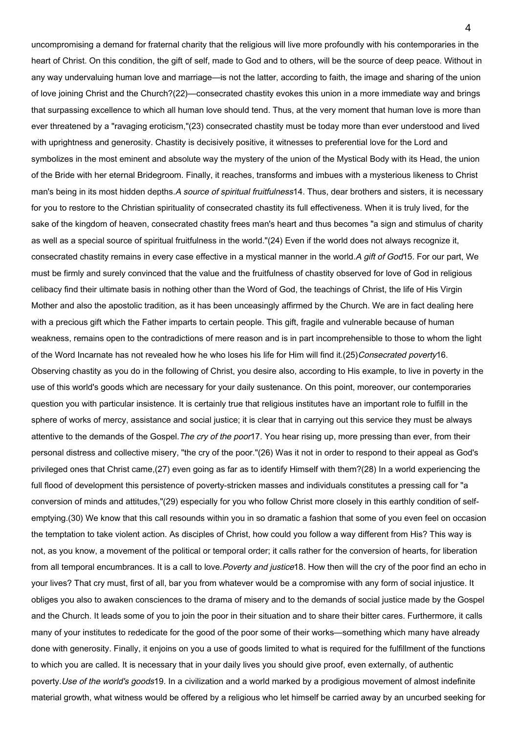uncompromising a demand for fraternal charity that the religious will live more profoundly with his contemporaries in the heart of Christ. On this condition, the gift of self, made to God and to others, will be the source of deep peace. Without in any way undervaluing human love and marriage—is not the latter, according to faith, the image and sharing of the union of love joining Christ and the Church?(22)—consecrated chastity evokes this union in a more immediate way and brings that surpassing excellence to which all human love should tend. Thus, at the very moment that human love is more than ever threatened by a "ravaging eroticism,"(23) consecrated chastity must be today more than ever understood and lived with uprightness and generosity. Chastity is decisively positive, it witnesses to preferential love for the Lord and symbolizes in the most eminent and absolute way the mystery of the union of the Mystical Body with its Head, the union of the Bride with her eternal Bridegroom. Finally, it reaches, transforms and imbues with a mysterious likeness to Christ man's being in its most hidden depths.

*A source of spiritual fruitfulness*

14. Thus, dear brothers and sisters, it is necessary for you to restore to the Christian spirituality of consecrated chastity its full effectiveness. When it is truly lived, for the sake of the kingdom of heaven, consecrated chastity frees man's heart and thus becomes "a sign and stimulus of charity as well as a special source of spiritual fruitfulness in the world."(24) Even if the world does not always recognize it, consecrated chastity remains in every case effective in a mystical manner in the world.

*A gift of God*

15. For our part, We must be firmly and surely convinced that the value and the fruitfulness of chastity observed for love of God in religious celibacy find their ultimate basis in nothing other than the Word of God, the teachings of Christ, the life of His Virgin Mother and also the apostolic tradition, as it has been unceasingly affirmed by the Church. We are in fact dealing here with a precious gift which the Father imparts to certain people. This gift, fragile and vulnerable because of human weakness, remains open to the contradictions of mere reason and is in part incomprehensible to those to whom the light of the Word Incarnate has not revealed how he who loses his life for Him will find it.(25)

*Consecrated poverty*

16. Observing chastity as you do in the following of Christ, you desire also, according to His example, to live in poverty in the use of this world's goods which are necessary for your daily sustenance. On this point, moreover, our contemporaries question you with particular insistence. It is certainly true that religious institutes have an important role to fulfill in the sphere of works of mercy, assistance and social justice; it is clear that in carrying out this service they must be always attentive to the demands of the Gospel.

*The cry of the poor*

17. You hear rising up, more pressing than ever, from their personal distress and collective misery, "the cry of the poor."(26) Was it not in order to respond to their appeal as God's privileged ones that Christ came,(27) even going as far as to identify Himself with them?(28) In a world experiencing the full flood of development this persistence of poverty-stricken masses and individuals constitutes a pressing call for "a conversion of minds and attitudes,"(29) especially for you who follow Christ more closely in this earthly condition of self-emptying.(30) We know that this call resounds within you in so dramatic a fashion that some of you even feel on occasion the temptation to take violent action. As disciples of Christ, how could you follow a way different from His? This way is not, as you know, a movement of the political or temporal order; it calls rather for the conversion of hearts, for liberation from all temporal encumbrances. It is a call to love.

*Poverty and justice*

18. How then will the cry of the poor find an echo in your lives? That cry must, first of all, bar you from whatever would be a compromise with any form of social injustice. It obliges you also to awaken consciences to the drama of misery and to the demands of social justice made by the Gospel and the Church. It leads some of you to join the poor in their situation and to share their bitter cares. Furthermore, it calls many of your institutes to rededicate for the good of the poor some of their works—something which many have already done with generosity. Finally, it enjoins on you a use of goods limited to what is required for the fulfillment of the functions to which you are called. It is necessary that in your daily lives you should give proof, even externally, of authentic poverty.

*Use of the world's goods*

19. In a civilization and a world marked by a prodigious movement of almost indefinite material growth, what witness would be offered by a religious who let himself be carried away by an uncurbed seeking for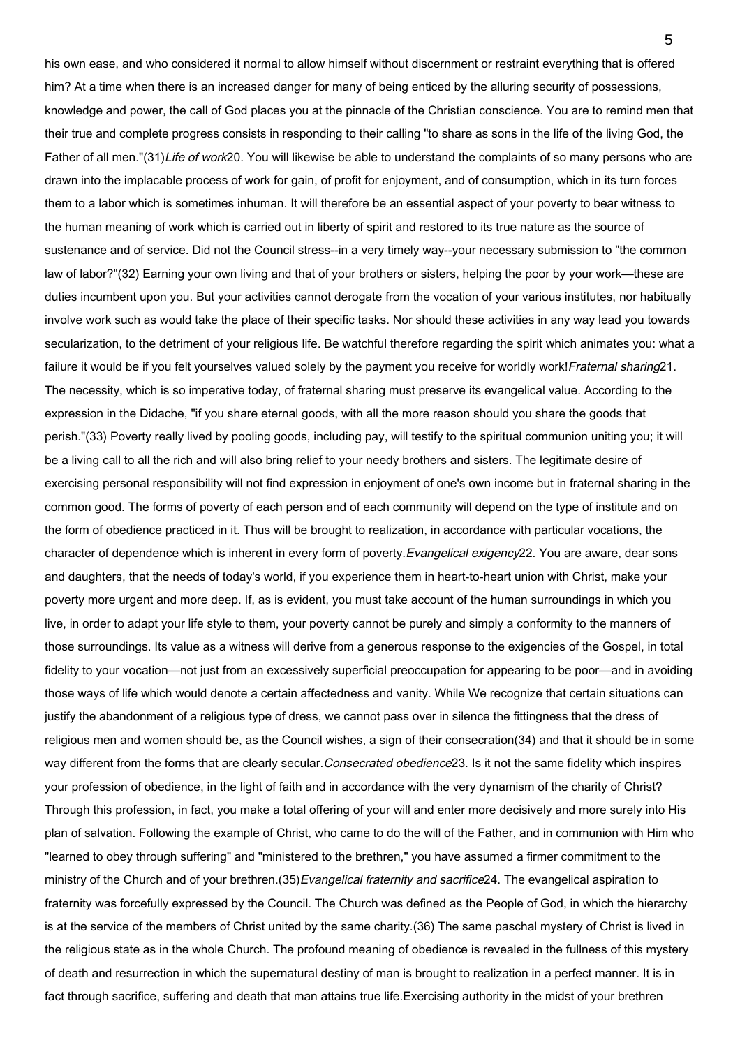his own ease, and who considered it normal to allow himself without discernment or restraint everything that is offered him? At a time when there is an increased danger for many of being enticed by the alluring security of possessions, knowledge and power, the call of God places you at the pinnacle of the Christian conscience. You are to remind men that their true and complete progress consists in responding to their calling "to share as sons in the life of the living God, the Father of all men."(31)

*Life of work*

20. You will likewise be able to understand the complaints of so many persons who are drawn into the implacable process of work for gain, of profit for enjoyment, and of consumption, which in its turn forces them to a labor which is sometimes inhuman. It will therefore be an essential aspect of your poverty to bear witness to the human meaning of work which is carried out in liberty of spirit and restored to its true nature as the source of sustenance and of service. Did not the Council stress--in a very timely way--your necessary submission to "the common law of labor?"(32) Earning your own living and that of your brothers or sisters, helping the poor by your work—these are duties incumbent upon you. But your activities cannot derogate from the vocation of your various institutes, nor habitually involve work such as would take the place of their specific tasks. Nor should these activities in any way lead you towards secularization, to the detriment of your religious life. Be watchful therefore regarding the spirit which animates you: what a failure it would be if you felt yourselves valued solely by the payment you receive for worldly work!

*Fraternal sharing*

21. The necessity, which is so imperative today, of fraternal sharing must preserve its evangelical value. According to the expression in the Didache, "if you share eternal goods, with all the more reason should you share the goods that perish."(33) Poverty really lived by pooling goods, including pay, will testify to the spiritual communion uniting you; it will be a living call to all the rich and will also bring relief to your needy brothers and sisters. The legitimate desire of exercising personal responsibility will not find expression in enjoyment of one's own income but in fraternal sharing in the common good. The forms of poverty of each person and of each community will depend on the type of institute and on the form of obedience practiced in it. Thus will be brought to realization, in accordance with particular vocations, the character of dependence which is inherent in every form of poverty.

*Evangelical exigency*

22. You are aware, dear sons and daughters, that the needs of today's world, if you experience them in heart-to-heart union with Christ, make your poverty more urgent and more deep. If, as is evident, you must take account of the human surroundings in which you live, in order to adapt your life style to them, your poverty cannot be purely and simply a conformity to the manners of those surroundings. Its value as a witness will derive from a generous response to the exigencies of the Gospel, in total fidelity to your vocation—not just from an excessively superficial preoccupation for appearing to be poor—and in avoiding those ways of life which would denote a certain affectedness and vanity. While We recognize that certain situations can justify the abandonment of a religious type of dress, we cannot pass over in silence the fittingness that the dress of religious men and women should be, as the Council wishes, a sign of their consecration(34) and that it should be in some way different from the forms that are clearly secular.

*Consecrated obedience*

23. Is it not the same fidelity which inspires your profession of obedience, in the light of faith and in accordance with the very dynamism of the charity of Christ? Through this profession, in fact, you make a total offering of your will and enter more decisively and more surely into His plan of salvation. Following the example of Christ, who came to do the will of the Father, and in communion with Him who "learned to obey through suffering" and "ministered to the brethren," you have assumed a firmer commitment to the ministry of the Church and of your brethren.(35)

*Evangelical fraternity and sacrifice*

24. The evangelical aspiration to fraternity was forcefully expressed by the Council. The Church was defined as the People of God, in which the hierarchy is at the service of the members of Christ united by the same charity.(36) The same paschal mystery of Christ is lived in the religious state as in the whole Church. The profound meaning of obedience is revealed in the fullness of this mystery of death and resurrection in which the supernatural destiny of man is brought to realization in a perfect manner. It is in fact through sacrifice, suffering and death that man attains true life.

Exercising authority in the midst of your brethren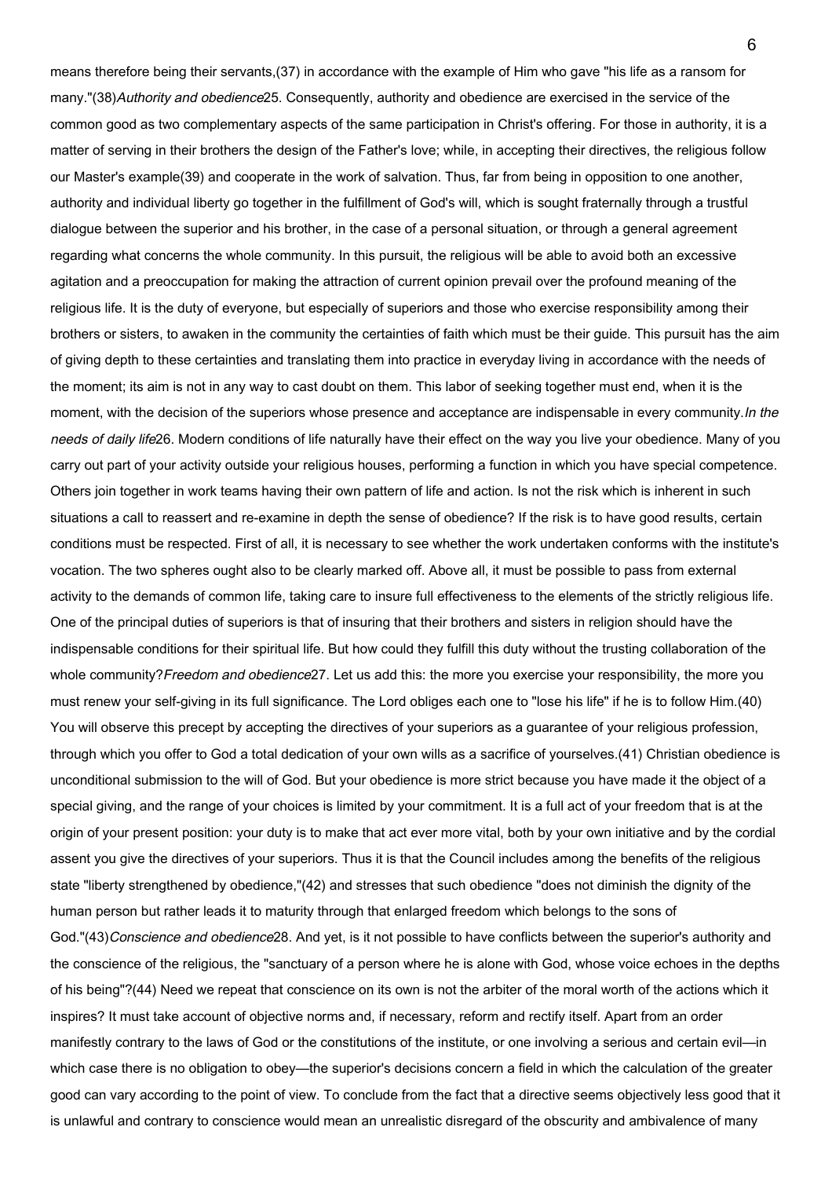means therefore being their servants,(37) in accordance with the example of Him who gave "his life as a ransom for many."(38)

### *Authority and obedience*

25. Consequently, authority and obedience are exercised in the service of the common good as two complementary aspects of the same participation in Christ's offering. For those in authority, it is a matter of serving in their brothers the design of the Father's love; while, in accepting their directives, the religious follow our Master's example(39) and cooperate in the work of salvation. Thus, far from being in opposition to one another, authority and individual liberty go together in the fulfillment of God's will, which is sought fraternally through a trustful dialogue between the superior and his brother, in the case of a personal situation, or through a general agreement regarding what concerns the whole community. In this pursuit, the religious will be able to avoid both an excessive agitation and a preoccupation for making the attraction of current opinion prevail over the profound meaning of the religious life. It is the duty of everyone, but especially of superiors and those who exercise responsibility among their brothers or sisters, to awaken in the community the certainties of faith which must be their guide. This pursuit has the aim of giving depth to these certainties and translating them into practice in everyday living in accordance with the needs of the moment; its aim is not in any way to cast doubt on them. This labor of seeking together must end, when it is the moment, with the decision of the superiors whose presence and acceptance are indispensable in every community.

### *In the needs of daily life*

26. Modern conditions of life naturally have their effect on the way you live your obedience. Many of you carry out part of your activity outside your religious houses, performing a function in which you have special competence. Others join together in work teams having their own pattern of life and action. Is not the risk which is inherent in such situations a call to reassert and re-examine in depth the sense of obedience? If the risk is to have good results, certain conditions must be respected. First of all, it is necessary to see whether the work undertaken conforms with the institute's vocation. The two spheres ought also to be clearly marked off. Above all, it must be possible to pass from external activity to the demands of common life, taking care to insure full effectiveness to the elements of the strictly religious life. One of the principal duties of superiors is that of insuring that their brothers and sisters in religion should have the indispensable conditions for their spiritual life. But how could they fulfill this duty without the trusting collaboration of the whole community?

### *Freedom and obedience*

27. Let us add this: the more you exercise your responsibility, the more you must renew your self-giving in its full significance. The Lord obliges each one to "lose his life" if he is to follow Him.(40) You will observe this precept by accepting the directives of your superiors as a guarantee of your religious profession, through which you offer to God a total dedication of your own wills as a sacrifice of yourselves.(41) Christian obedience is unconditional submission to the will of God. But your obedience is more strict because you have made it the object of a special giving, and the range of your choices is limited by your commitment. It is a full act of your freedom that is at the origin of your present position: your duty is to make that act ever more vital, both by your own initiative and by the cordial assent you give the directives of your superiors. Thus it is that the Council includes among the benefits of the religious state "liberty strengthened by obedience,"(42) and stresses that such obedience "does not diminish the dignity of the human person but rather leads it to maturity through that enlarged freedom which belongs to the sons of God."(43)

### *Conscience and obedience*

28. And yet, is it not possible to have conflicts between the superior's authority and the conscience of the religious, the "sanctuary of a person where he is alone with God, whose voice echoes in the depths of his being"?(44) Need we repeat that conscience on its own is not the arbiter of the moral worth of the actions which it inspires? It must take account of objective norms and, if necessary, reform and rectify itself. Apart from an order manifestly contrary to the laws of God or the constitutions of the institute, or one involving a serious and certain evil—in which case there is no obligation to obey—the superior's decisions concern a field in which the calculation of the greater good can vary according to the point of view. To conclude from the fact that a directive seems objectively less good that it is unlawful and contrary to conscience would mean an unrealistic disregard of the obscurity and ambivalence of many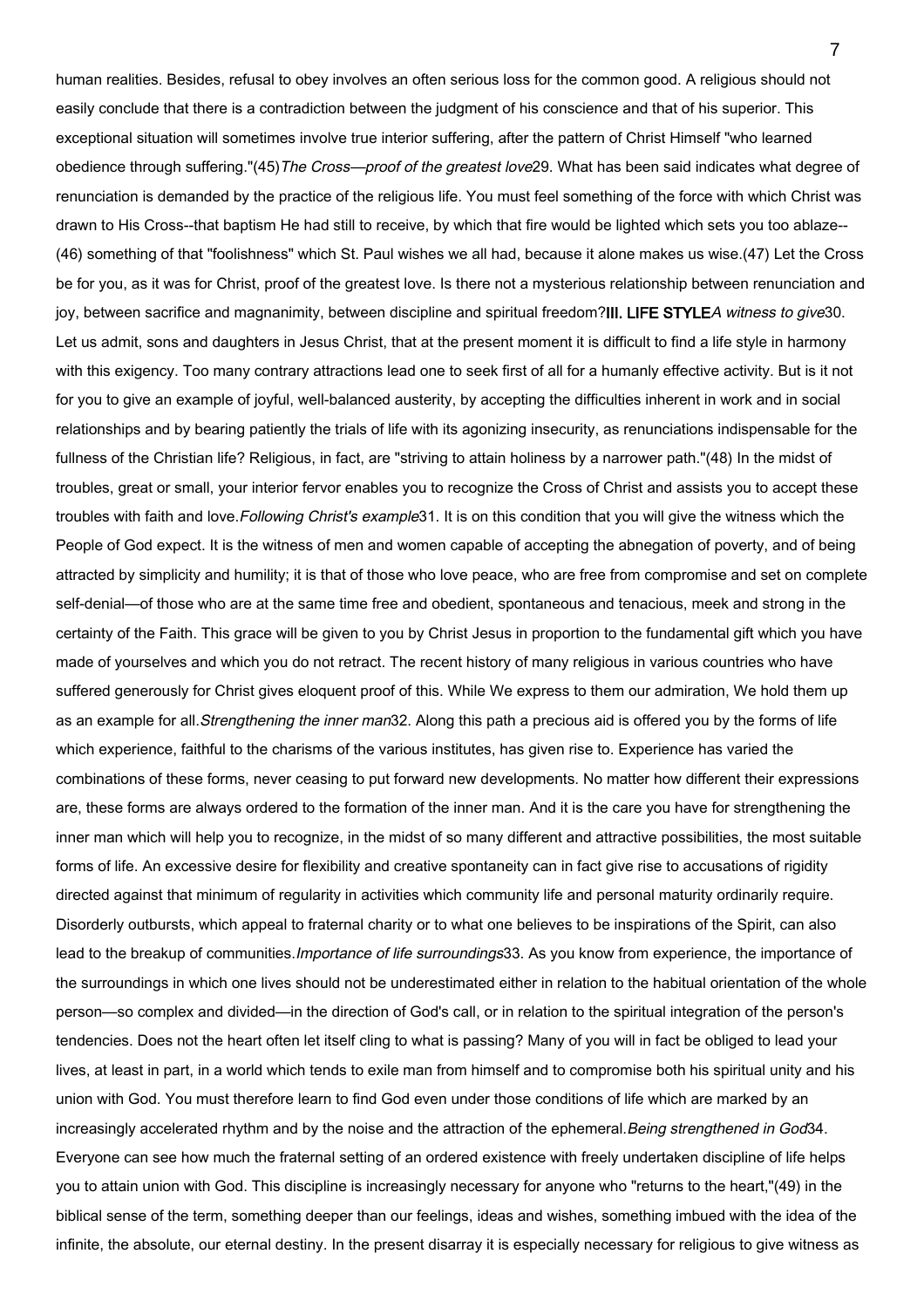human realities. Besides, refusal to obey involves an often serious loss for the common good. A religious should not easily conclude that there is a contradiction between the judgment of his conscience and that of his superior. This exceptional situation will sometimes involve true interior suffering, after the pattern of Christ Himself "who learned obedience through suffering."(45)

*The Cross—proof of the greatest love*

29. What has been said indicates what degree of renunciation is demanded by the practice of the religious life. You must feel something of the force with which Christ was drawn to His Cross--that baptism He had still to receive, by which that fire would be lighted which sets you too ablaze--(46) something of that "foolishness" which St. Paul wishes we all had, because it alone makes us wise.(47) Let the Cross be for you, as it was for Christ, proof of the greatest love. Is there not a mysterious relationship between renunciation and joy, between sacrifice and magnanimity, between discipline and spiritual freedom?

## III. LIFE STYLE

*A witness to give*

30. Let us admit, sons and daughters in Jesus Christ, that at the present moment it is difficult to find a life style in harmony with this exigency. Too many contrary attractions lead one to seek first of all for a humanly effective activity. But is it not for you to give an example of joyful, well-balanced austerity, by accepting the difficulties inherent in work and in social relationships and by bearing patiently the trials of life with its agonizing insecurity, as renunciations indispensable for the fullness of the Christian life? Religious, in fact, are "striving to attain holiness by a narrower path."(48) In the midst of troubles, great or small, your interior fervor enables you to recognize the Cross of Christ and assists you to accept these troubles with faith and love.

*Following Christ's example*

31. It is on this condition that you will give the witness which the People of God expect. It is the witness of men and women capable of accepting the abnegation of poverty, and of being attracted by simplicity and humility; it is that of those who love peace, who are free from compromise and set on complete self-denial—of those who are at the same time free and obedient, spontaneous and tenacious, meek and strong in the certainty of the Faith. This grace will be given to you by Christ Jesus in proportion to the fundamental gift which you have made of yourselves and which you do not retract. The recent history of many religious in various countries who have suffered generously for Christ gives eloquent proof of this. While We express to them our admiration, We hold them up as an example for all.

*Strengthening the inner man*

32. Along this path a precious aid is offered you by the forms of life which experience, faithful to the charisms of the various institutes, has given rise to. Experience has varied the combinations of these forms, never ceasing to put forward new developments. No matter how different their expressions are, these forms are always ordered to the formation of the inner man. And it is the care you have for strengthening the inner man which will help you to recognize, in the midst of so many different and attractive possibilities, the most suitable forms of life. An excessive desire for flexibility and creative spontaneity can in fact give rise to accusations of rigidity directed against that minimum of regularity in activities which community life and personal maturity ordinarily require. Disorderly outbursts, which appeal to fraternal charity or to what one believes to be inspirations of the Spirit, can also lead to the breakup of communities.

*Importance of life surroundings*

33. As you know from experience, the importance of the surroundings in which one lives should not be underestimated either in relation to the habitual orientation of the whole person—so complex and divided—in the direction of God's call, or in relation to the spiritual integration of the person's tendencies. Does not the heart often let itself cling to what is passing? Many of you will in fact be obliged to lead your lives, at least in part, in a world which tends to exile man from himself and to compromise both his spiritual unity and his union with God. You must therefore learn to find God even under those conditions of life which are marked by an increasingly accelerated rhythm and by the noise and the attraction of the ephemeral.

*Being strengthened in God*

34. Everyone can see how much the fraternal setting of an ordered existence with freely undertaken discipline of life helps you to attain union with God. This discipline is increasingly necessary for anyone who "returns to the heart,"(49) in the biblical sense of the term, something deeper than our feelings, ideas and wishes, something imbued with the idea of the infinite, the absolute, our eternal destiny. In the present disarray it is especially necessary for religious to give witness as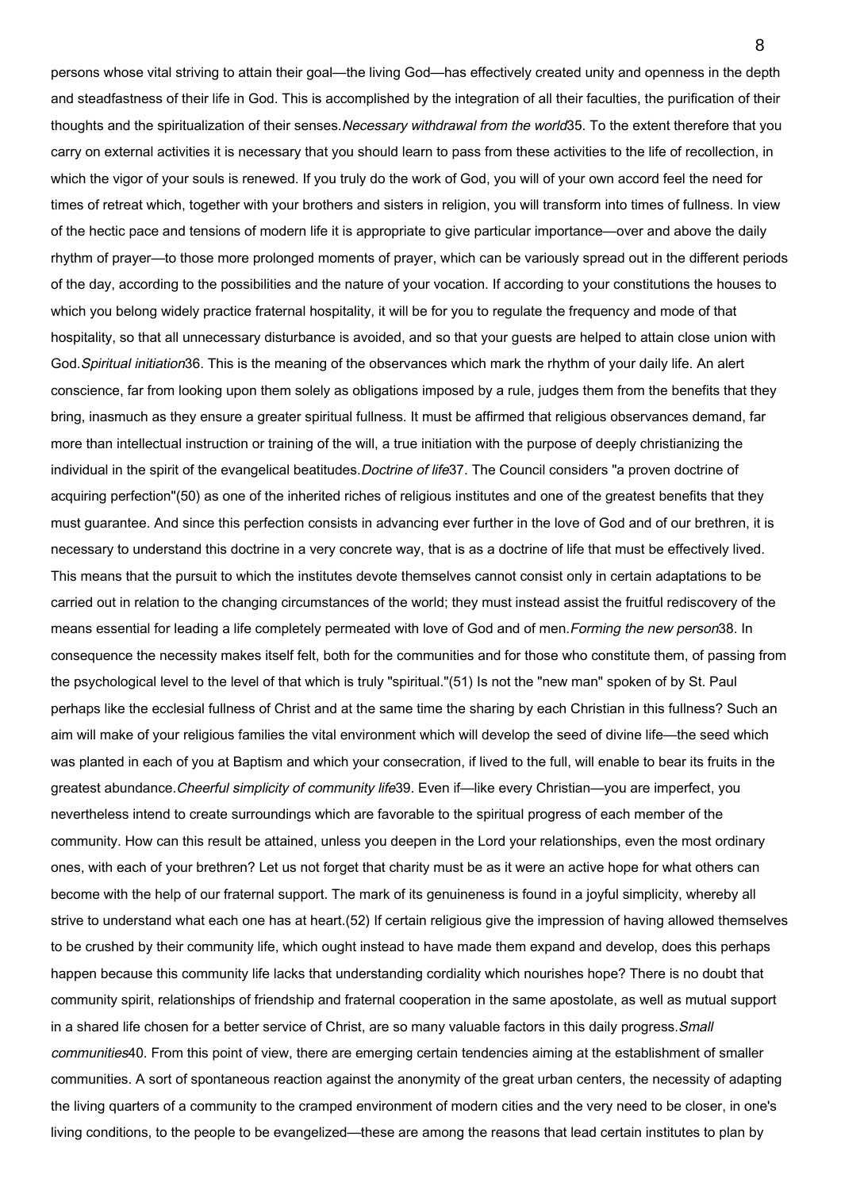persons whose vital striving to attain their goal—the living God—has effectively created unity and openness in the depth and steadfastness of their life in God. This is accomplished by the integration of all their faculties, the purification of their thoughts and the spiritualization of their senses.

*Necessary withdrawal from the world*

35. To the extent therefore that you carry on external activities it is necessary that you should learn to pass from these activities to the life of recollection, in which the vigor of your souls is renewed. If you truly do the work of God, you will of your own accord feel the need for times of retreat which, together with your brothers and sisters in religion, you will transform into times of fullness. In view of the hectic pace and tensions of modern life it is appropriate to give particular importance—over and above the daily rhythm of prayer—to those more prolonged moments of prayer, which can be variously spread out in the different periods of the day, according to the possibilities and the nature of your vocation. If according to your constitutions the houses to which you belong widely practice fraternal hospitality, it will be for you to regulate the frequency and mode of that hospitality, so that all unnecessary disturbance is avoided, and so that your guests are helped to attain close union with God.

*Spiritual initiation*

36. This is the meaning of the observances which mark the rhythm of your daily life. An alert conscience, far from looking upon them solely as obligations imposed by a rule, judges them from the benefits that they bring, inasmuch as they ensure a greater spiritual fullness. It must be affirmed that religious observances demand, far more than intellectual instruction or training of the will, a true initiation with the purpose of deeply christianizing the individual in the spirit of the evangelical beatitudes.

*Doctrine of life*

37. The Council considers "a proven doctrine of acquiring perfection"(50) as one of the inherited riches of religious institutes and one of the greatest benefits that they must guarantee. And since this perfection consists in advancing ever further in the love of God and of our brethren, it is necessary to understand this doctrine in a very concrete way, that is as a doctrine of life that must be effectively lived. This means that the pursuit to which the institutes devote themselves cannot consist only in certain adaptations to be carried out in relation to the changing circumstances of the world; they must instead assist the fruitful rediscovery of the means essential for leading a life completely permeated with love of God and of men.

*Forming the new person*

38. In consequence the necessity makes itself felt, both for the communities and for those who constitute them, of passing from the psychological level to the level of that which is truly "spiritual."(51) Is not the "new man" spoken of by St. Paul perhaps like the ecclesial fullness of Christ and at the same time the sharing by each Christian in this fullness? Such an aim will make of your religious families the vital environment which will develop the seed of divine life—the seed which was planted in each of you at Baptism and which your consecration, if lived to the full, will enable to bear its fruits in the greatest abundance.

*Cheerful simplicity of community life*

39. Even if—like every Christian—you are imperfect, you nevertheless intend to create surroundings which are favorable to the spiritual progress of each member of the community. How can this result be attained, unless you deepen in the Lord your relationships, even the most ordinary ones, with each of your brethren? Let us not forget that charity must be as it were an active hope for what others can become with the help of our fraternal support. The mark of its genuineness is found in a joyful simplicity, whereby all strive to understand what each one has at heart.(52) If certain religious give the impression of having allowed themselves to be crushed by their community life, which ought instead to have made them expand and develop, does this perhaps happen because this community life lacks that understanding cordiality which nourishes hope? There is no doubt that community spirit, relationships of friendship and fraternal cooperation in the same apostolate, as well as mutual support in a shared life chosen for a better service of Christ, are so many valuable factors in this daily progress.

*Small communities*

40. From this point of view, there are emerging certain tendencies aiming at the establishment of smaller communities. A sort of spontaneous reaction against the anonymity of the great urban centers, the necessity of adapting the living quarters of a community to the cramped environment of modern cities and the very need to be closer, in one's living conditions, to the people to be evangelized—these are among the reasons that lead certain institutes to plan by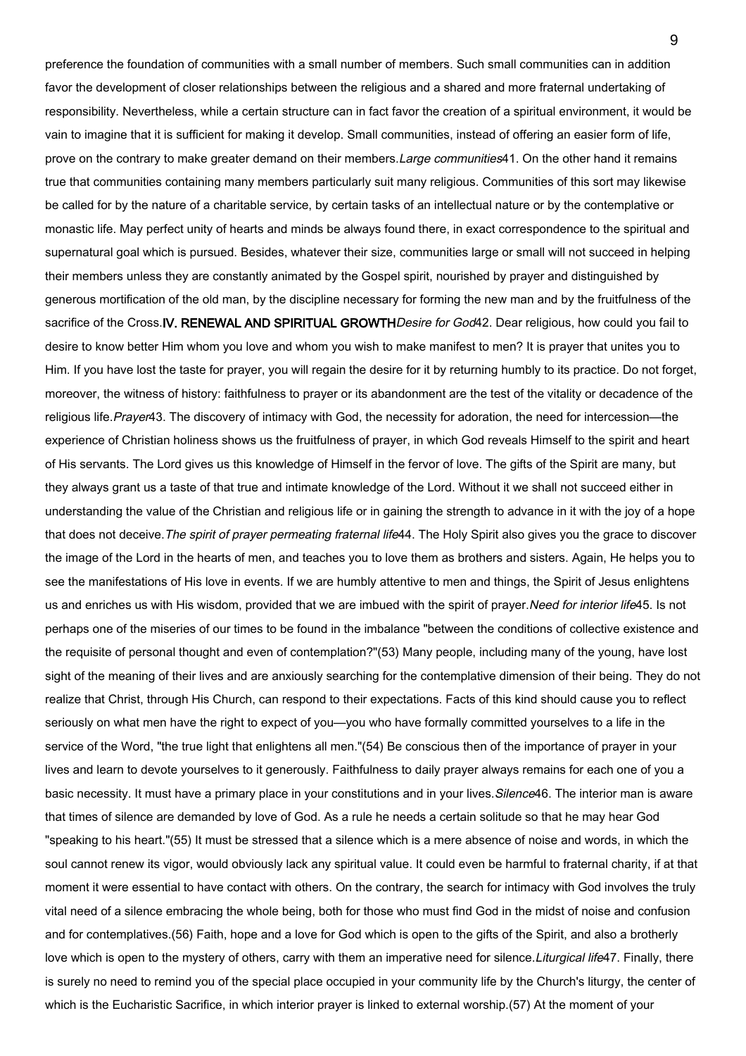preference the foundation of communities with a small number of members. Such small communities can in addition favor the development of closer relationships between the religious and a shared and more fraternal undertaking of responsibility. Nevertheless, while a certain structure can in fact favor the creation of a spiritual environment, it would be vain to imagine that it is sufficient for making it develop. Small communities, instead of offering an easier form of life, prove on the contrary to make greater demand on their members.

*Large communities*

41. On the other hand it remains true that communities containing many members particularly suit many religious. Communities of this sort may likewise be called for by the nature of a charitable service, by certain tasks of an intellectual nature or by the contemplative or monastic life. May perfect unity of hearts and minds be always found there, in exact correspondence to the spiritual and supernatural goal which is pursued. Besides, whatever their size, communities large or small will not succeed in helping their members unless they are constantly animated by the Gospel spirit, nourished by prayer and distinguished by generous mortification of the old man, by the discipline necessary for forming the new man and by the fruitfulness of the sacrifice of the Cross.

## IV. RENEWAL AND SPIRITUAL GROWTH

*Desire for God*

42. Dear religious, how could you fail to desire to know better Him whom you love and whom you wish to make manifest to men? It is prayer that unites you to Him. If you have lost the taste for prayer, you will regain the desire for it by returning humbly to its practice. Do not forget, moreover, the witness of history: faithfulness to prayer or its abandonment are the test of the vitality or decadence of the religious life.

*Prayer*

43. The discovery of intimacy with God, the necessity for adoration, the need for intercession—the experience of Christian holiness shows us the fruitfulness of prayer, in which God reveals Himself to the spirit and heart of His servants. The Lord gives us this knowledge of Himself in the fervor of love. The gifts of the Spirit are many, but they always grant us a taste of that true and intimate knowledge of the Lord. Without it we shall not succeed either in understanding the value of the Christian and religious life or in gaining the strength to advance in it with the joy of a hope that does not deceive.

*The spirit of prayer permeating fraternal life*

44. The Holy Spirit also gives you the grace to discover the image of the Lord in the hearts of men, and teaches you to love them as brothers and sisters. Again, He helps you to see the manifestations of His love in events. If we are humbly attentive to men and things, the Spirit of Jesus enlightens us and enriches us with His wisdom, provided that we are imbued with the spirit of prayer.

*Need for interior life*

45. Is not perhaps one of the miseries of our times to be found in the imbalance "between the conditions of collective existence and the requisite of personal thought and even of contemplation?"(53) Many people, including many of the young, have lost sight of the meaning of their lives and are anxiously searching for the contemplative dimension of their being. They do not realize that Christ, through His Church, can respond to their expectations. Facts of this kind should cause you to reflect seriously on what men have the right to expect of you—you who have formally committed yourselves to a life in the service of the Word, "the true light that enlightens all men."(54) Be conscious then of the importance of prayer in your lives and learn to devote yourselves to it generously. Faithfulness to daily prayer always remains for each one of you a basic necessity. It must have a primary place in your constitutions and in your lives.

*Silence*

46. The interior man is aware that times of silence are demanded by love of God. As a rule he needs a certain solitude so that he may hear God "speaking to his heart."(55) It must be stressed that a silence which is a mere absence of noise and words, in which the soul cannot renew its vigor, would obviously lack any spiritual value. It could even be harmful to fraternal charity, if at that moment it were essential to have contact with others. On the contrary, the search for intimacy with God involves the truly vital need of a silence embracing the whole being, both for those who must find God in the midst of noise and confusion and for contemplatives.(56) Faith, hope and a love for God which is open to the gifts of the Spirit, and also a brotherly love which is open to the mystery of others, carry with them an imperative need for silence.

*Liturgical life*

47. Finally, there is surely no need to remind you of the special place occupied in your community life by the Church's liturgy, the center of which is the Eucharistic Sacrifice, in which interior prayer is linked to external worship.(57) At the moment of your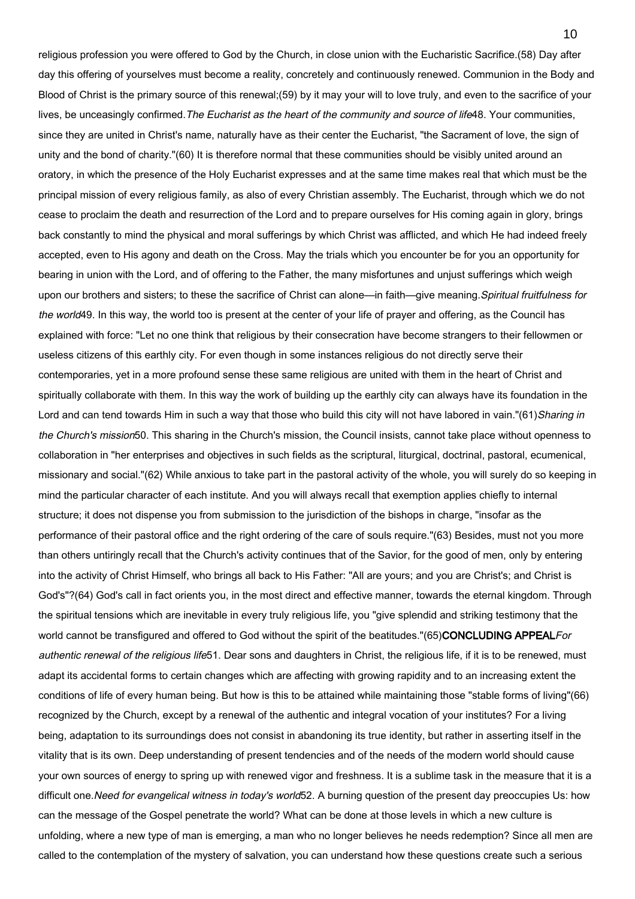religious profession you were offered to God by the Church, in close union with the Eucharistic Sacrifice.(58) Day after day this offering of yourselves must become a reality, concretely and continuously renewed. Communion in the Body and Blood of Christ is the primary source of this renewal;(59) by it may your will to love truly, and even to the sacrifice of your lives, be unceasingly confirmed.

*The Eucharist as the heart of the community and source of life*

48. Your communities, since they are united in Christ's name, naturally have as their center the Eucharist, "the Sacrament of love, the sign of unity and the bond of charity."(60) It is therefore normal that these communities should be visibly united around an oratory, in which the presence of the Holy Eucharist expresses and at the same time makes real that which must be the principal mission of every religious family, as also of every Christian assembly. The Eucharist, through which we do not cease to proclaim the death and resurrection of the Lord and to prepare ourselves for His coming again in glory, brings back constantly to mind the physical and moral sufferings by which Christ was afflicted, and which He had indeed freely accepted, even to His agony and death on the Cross. May the trials which you encounter be for you an opportunity for bearing in union with the Lord, and of offering to the Father, the many misfortunes and unjust sufferings which weigh upon our brothers and sisters; to these the sacrifice of Christ can alone—in faith—give meaning.

*Spiritual fruitfulness for the world*

49. In this way, the world too is present at the center of your life of prayer and offering, as the Council has explained with force: "Let no one think that religious by their consecration have become strangers to their fellowmen or useless citizens of this earthly city. For even though in some instances religious do not directly serve their contemporaries, yet in a more profound sense these same religious are united with them in the heart of Christ and spiritually collaborate with them. In this way the work of building up the earthly city can always have its foundation in the Lord and can tend towards Him in such a way that those who build this city will not have labored in vain."(61)

*Sharing in the Church's mission*

50. This sharing in the Church's mission, the Council insists, cannot take place without openness to collaboration in "her enterprises and objectives in such fields as the scriptural, liturgical, doctrinal, pastoral, ecumenical, missionary and social."(62) While anxious to take part in the pastoral activity of the whole, you will surely do so keeping in mind the particular character of each institute. And you will always recall that exemption applies chiefly to internal structure; it does not dispense you from submission to the jurisdiction of the bishops in charge, "insofar as the performance of their pastoral office and the right ordering of the care of souls require."(63) Besides, must not you more than others untiringly recall that the Church's activity continues that of the Savior, for the good of men, only by entering into the activity of Christ Himself, who brings all back to His Father: "All are yours; and you are Christ's; and Christ is God's"?(64) God's call in fact orients you, in the most direct and effective manner, towards the eternal kingdom. Through the spiritual tensions which are inevitable in every truly religious life, you "give splendid and striking testimony that the world cannot be transfigured and offered to God without the spirit of the beatitudes."(65)

## CONCLUDING APPEAL

*For authentic renewal of the religious life*

51. Dear sons and daughters in Christ, the religious life, if it is to be renewed, must adapt its accidental forms to certain changes which are affecting with growing rapidity and to an increasing extent the conditions of life of every human being. But how is this to be attained while maintaining those "stable forms of living"(66) recognized by the Church, except by a renewal of the authentic and integral vocation of your institutes? For a living being, adaptation to its surroundings does not consist in abandoning its true identity, but rather in asserting itself in the vitality that is its own. Deep understanding of present tendencies and of the needs of the modern world should cause your own sources of energy to spring up with renewed vigor and freshness. It is a sublime task in the measure that it is a difficult one.

*Need for evangelical witness in today's world*

52. A burning question of the present day preoccupies Us: how can the message of the Gospel penetrate the world? What can be done at those levels in which a new culture is unfolding, where a new type of man is emerging, a man who no longer believes he needs redemption? Since all men are called to the contemplation of the mystery of salvation, you can understand how these questions create such a serious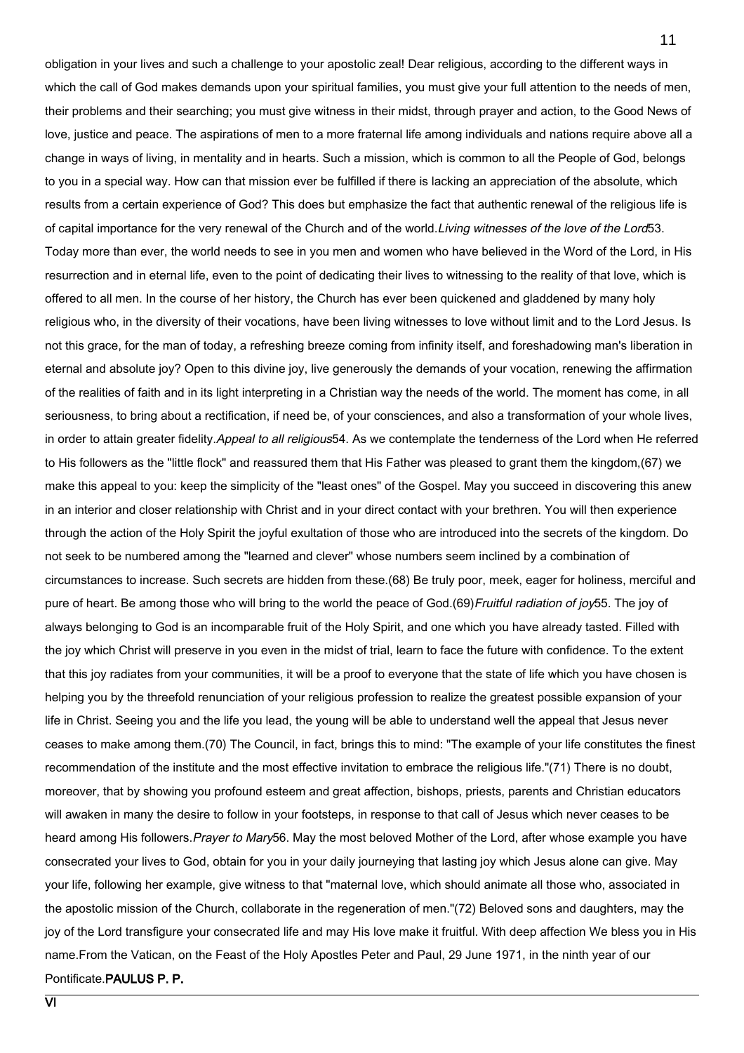obligation in your lives and such a challenge to your apostolic zeal! Dear religious, according to the different ways in which the call of God makes demands upon your spiritual families, you must give your full attention to the needs of men, their problems and their searching; you must give witness in their midst, through prayer and action, to the Good News of love, justice and peace. The aspirations of men to a more fraternal life among individuals and nations require above all a change in ways of living, in mentality and in hearts. Such a mission, which is common to all the People of God, belongs to you in a special way. How can that mission ever be fulfilled if there is lacking an appreciation of the absolute, which results from a certain experience of God? This does but emphasize the fact that authentic renewal of the religious life is of capital importance for the very renewal of the Church and of the world.

*Living witnesses of the love of the Lord*

53. Today more than ever, the world needs to see in you men and women who have believed in the Word of the Lord, in His resurrection and in eternal life, even to the point of dedicating their lives to witnessing to the reality of that love, which is offered to all men. In the course of her history, the Church has ever been quickened and gladdened by many holy religious who, in the diversity of their vocations, have been living witnesses to love without limit and to the Lord Jesus. Is not this grace, for the man of today, a refreshing breeze coming from infinity itself, and foreshadowing man's liberation in eternal and absolute joy? Open to this divine joy, live generously the demands of your vocation, renewing the affirmation of the realities of faith and in its light interpreting in a Christian way the needs of the world. The moment has come, in all seriousness, to bring about a rectification, if need be, of your consciences, and also a transformation of your whole lives, in order to attain greater fidelity.

*Appeal to all religious*

54. As we contemplate the tenderness of the Lord when He referred to His followers as the "little flock" and reassured them that His Father was pleased to grant them the kingdom,(67) we make this appeal to you: keep the simplicity of the "least ones" of the Gospel. May you succeed in discovering this anew in an interior and closer relationship with Christ and in your direct contact with your brethren. You will then experience through the action of the Holy Spirit the joyful exultation of those who are introduced into the secrets of the kingdom. Do not seek to be numbered among the "learned and clever" whose numbers seem inclined by a combination of circumstances to increase. Such secrets are hidden from these.(68) Be truly poor, meek, eager for holiness, merciful and pure of heart. Be among those who will bring to the world the peace of God.(69)

*Fruitful radiation of joy*

55. The joy of always belonging to God is an incomparable fruit of the Holy Spirit, and one which you have already tasted. Filled with the joy which Christ will preserve in you even in the midst of trial, learn to face the future with confidence. To the extent that this joy radiates from your communities, it will be a proof to everyone that the state of life which you have chosen is helping you by the threefold renunciation of your religious profession to realize the greatest possible expansion of your life in Christ. Seeing you and the life you lead, the young will be able to understand well the appeal that Jesus never ceases to make among them.(70) The Council, in fact, brings this to mind: "The example of your life constitutes the finest recommendation of the institute and the most effective invitation to embrace the religious life."(71) There is no doubt, moreover, that by showing you profound esteem and great affection, bishops, priests, parents and Christian educators will awaken in many the desire to follow in your footsteps, in response to that call of Jesus which never ceases to be heard among His followers.

*Prayer to Mary*

56. May the most beloved Mother of the Lord, after whose example you have consecrated your lives to God, obtain for you in your daily journeying that lasting joy which Jesus alone can give. May your life, following her example, give witness to that "maternal love, which should animate all those who, associated in the apostolic mission of the Church, collaborate in the regeneration of men."(72) Beloved sons and daughters, may the joy of the Lord transfigure your consecrated life and may His love make it fruitful. With deep affection We bless you in His name.

From the Vatican, on the Feast of the Holy Apostles Peter and Paul, 29 June 1971, in the ninth year of our Pontificate.

**PAULUS P. P. VI**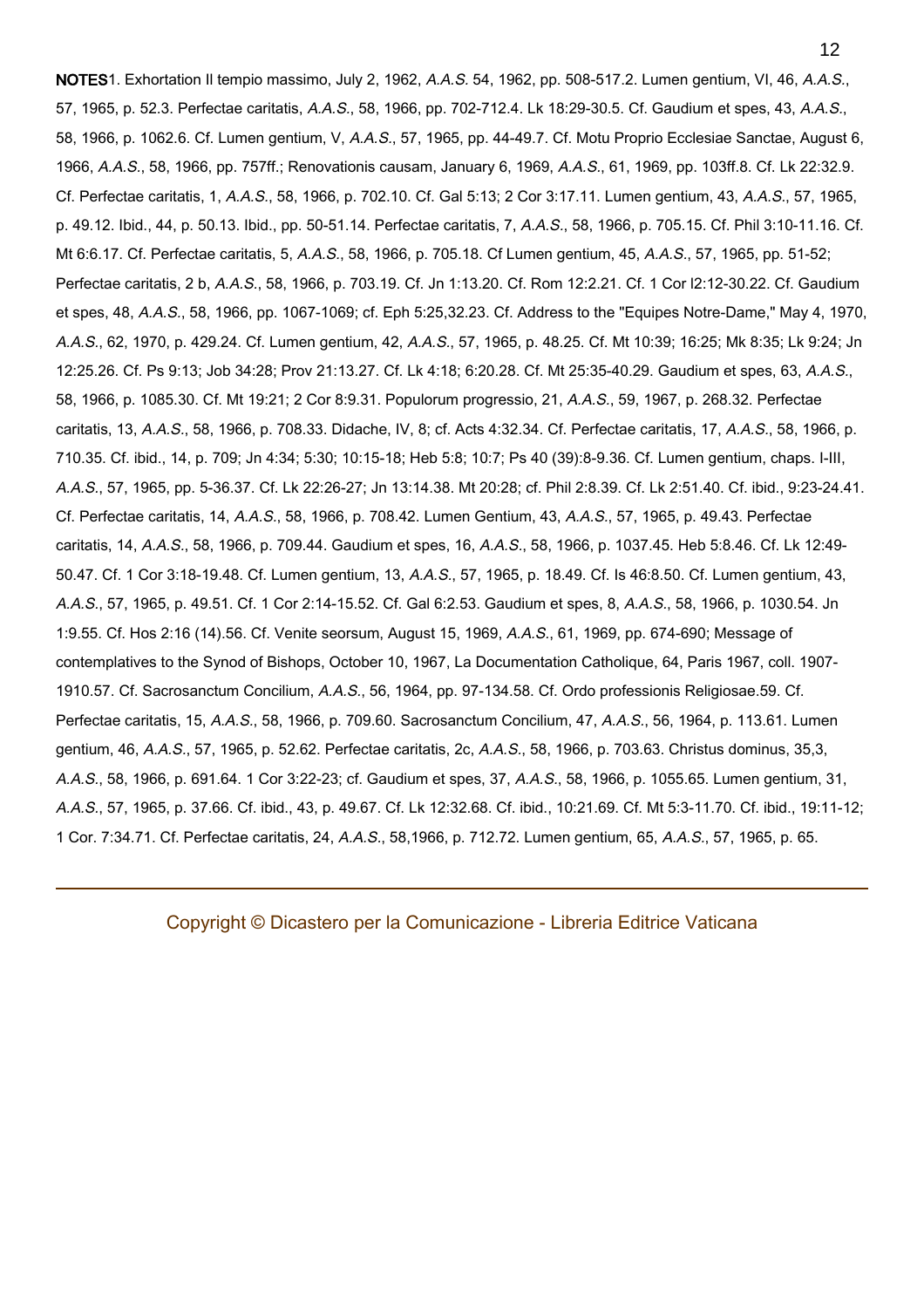**NOTES**1. Exhortation Il tempio massimo, July 2, 1962, *A.A.S.* 54, 1962, pp. 508-517.2. Lumen gentium, VI, 46, *A.A.S.*, 57, 1965, p. 52.3. Perfectae caritatis, *A.A.S.*, 58, 1966, pp. 702-712.4. Lk 18:29-30.5. Cf. Gaudium et spes, 43, *A.A.S.*, 58, 1966, p. 1062.6. Cf. Lumen gentium, V, *A.A.S.*, 57, 1965, pp. 44-49.7. Cf. Motu Proprio Ecclesiae Sanctae, August 6, 1966, *A.A.S.*, 58, 1966, pp. 757ff.; Renovationis causam, January 6, 1969, *A.A.S.*, 61, 1969, pp. 103ff.8. Cf. Lk 22:32.9. Cf. Perfectae caritatis, 1, *A.A.S.*, 58, 1966, p. 702.10. Cf. Gal 5:13; 2 Cor 3:17.11. Lumen gentium, 43, *A.A.S.*, 57, 1965, p. 49.12. Ibid., 44, p. 50.13. Ibid., pp. 50-51.14. Perfectae caritatis, 7, *A.A.S.*, 58, 1966, p. 705.15. Cf. Phil 3:10-11.16. Cf. Mt 6:6.17. Cf. Perfectae caritatis, 5, *A.A.S.*, 58, 1966, p. 705.18. Cf Lumen gentium, 45, *A.A.S.*, 57, 1965, pp. 51-52; Perfectae caritatis, 2 b, *A.A.S.*, 58, 1966, p. 703.19. Cf. Jn 1:13.20. Cf. Rom 12:2.21. Cf. 1 Cor l2:12-30.22. Cf. Gaudium et spes, 48, *A.A.S.*, 58, 1966, pp. 1067-1069; cf. Eph 5:25,32.23. Cf. Address to the "Equipes Notre-Dame," May 4, 1970, *A.A.S.*, 62, 1970, p. 429.24. Cf. Lumen gentium, 42, *A.A.S.*, 57, 1965, p. 48.25. Cf. Mt 10:39; 16:25; Mk 8:35; Lk 9:24; Jn 12:25.26. Cf. Ps 9:13; Job 34:28; Prov 21:13.27. Cf. Lk 4:18; 6:20.28. Cf. Mt 25:35-40.29. Gaudium et spes, 63, *A.A.S.*, 58, 1966, p. 1085.30. Cf. Mt 19:21; 2 Cor 8:9.31. Populorum progressio, 21, *A.A.S.*, 59, 1967, p. 268.32. Perfectae caritatis, 13, *A.A.S.*, 58, 1966, p. 708.33. Didache, IV, 8; cf. Acts 4:32.34. Cf. Perfectae caritatis, 17, *A.A.S.*, 58, 1966, p. 710.35. Cf. ibid., 14, p. 709; Jn 4:34; 5:30; 10:15-18; Heb 5:8; 10:7; Ps 40 (39):8-9.36. Cf. Lumen gentium, chaps. I-III, *A.A.S.*, 57, 1965, pp. 5-36.37. Cf. Lk 22:26-27; Jn 13:14.38. Mt 20:28; cf. Phil 2:8.39. Cf. Lk 2:51.40. Cf. ibid., 9:23-24.41. Cf. Perfectae caritatis, 14, *A.A.S.*, 58, 1966, p. 708.42. Lumen Gentium, 43, *A.A.S.*, 57, 1965, p. 49.43. Perfectae caritatis, 14, *A.A.S.*, 58, 1966, p. 709.44. Gaudium et spes, 16, *A.A.S.*, 58, 1966, p. 1037.45. Heb 5:8.46. Cf. Lk 12:49-50.47. Cf. 1 Cor 3:18-19.48. Cf. Lumen gentium, 13, *A.A.S.*, 57, 1965, p. 18.49. Cf. Is 46:8.50. Cf. Lumen gentium, 43, *A.A.S.*, 57, 1965, p. 49.51. Cf. 1 Cor 2:14-15.52. Cf. Gal 6:2.53. Gaudium et spes, 8, *A.A.S.*, 58, 1966, p. 1030.54. Jn 1:9.55. Cf. Hos 2:16 (14).56. Cf. Venite seorsum, August 15, 1969, *A.A.S.*, 61, 1969, pp. 674-690; Message of contemplatives to the Synod of Bishops, October 10, 1967, La Documentation Catholique, 64, Paris 1967, coll. 1907-1910.57. Cf. Sacrosanctum Concilium, *A.A.S.*, 56, 1964, pp. 97-134.58. Cf. Ordo professionis Religiosae.59. Cf. Perfectae caritatis, 15, *A.A.S.*, 58, 1966, p. 709.60. Sacrosanctum Concilium, 47, *A.A.S.*, 56, 1964, p. 113.61. Lumen gentium, 46, *A.A.S.*, 57, 1965, p. 52.62. Perfectae caritatis, 2c, *A.A.S.*, 58, 1966, p. 703.63. Christus dominus, 35,3, *A.A.S.*, 58, 1966, p. 691.64. 1 Cor 3:22-23; cf. Gaudium et spes, 37, *A.A.S.*, 58, 1966, p. 1055.65. Lumen gentium, 31, *A.A.S.*, 57, 1965, p. 37.66. Cf. ibid., 43, p. 49.67. Cf. Lk 12:32.68. Cf. ibid., 10:21.69. Cf. Mt 5:3-11.70. Cf. ibid., 19:11-12; 1 Cor. 7:34.71. Cf. Perfectae caritatis, 24, *A.A.S.*, 58,1966, p. 712.72. Lumen gentium, 65, *A.A.S.*, 57, 1965, p. 65.

---

Copyright © Dicastero per la Comunicazione - Libreria Editrice Vaticana